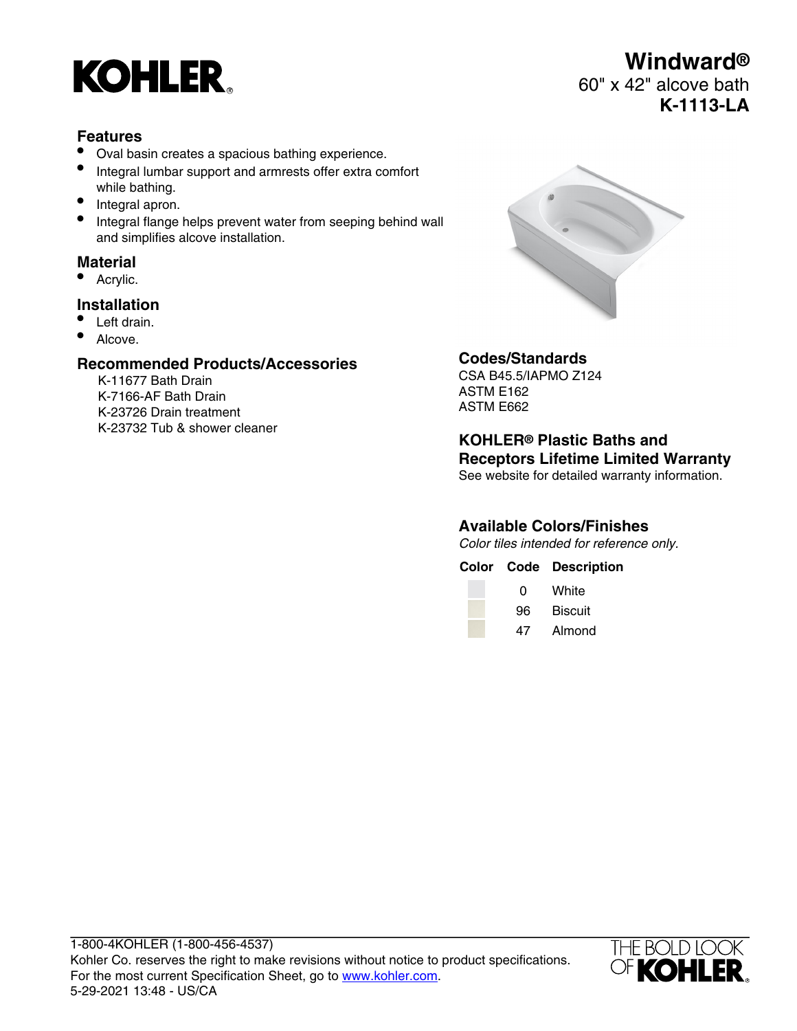KOHLER

# Windward®

60" x 42" alcove bath

**K-1113-LA**

## Features

- Oval basin creates a spacious bathing experience.
- Integral lumbar support and armrests offer extra comfort while bathing.
- Integral apron.
- Integral flange helps prevent water from seeping behind wall and simplifies alcove installation.

## Material

- Acrylic.

## Installation

- Left drain.
- Alcove.

## Recommended Products/Accessories

K-11677 Bath Drain
K-7166-AF Bath Drain
K-23726 Drain treatment
K-23732 Tub & shower cleaner

## Codes/Standards

CSA B45.5/IAPMO Z124
ASTM E162
ASTM E662

## KOHLER® Plastic Baths and Receptors Lifetime Limited Warranty

See website for detailed warranty information.

## Available Colors/Finishes

*Color tiles intended for reference only.*

| Color | Code | Description |
|---|---|---|
| | 0 | White |
| | 96 | Biscuit |
| | 47 | Almond |

1-800-4KOHLER (1-800-456-4537)
Kohler Co. reserves the right to make revisions without notice to product specifications.
For the most current Specification Sheet, go to www.kohler.com.
5-29-2021 13:48 - US/CA

THE BOLD LOOK OF KOHLER.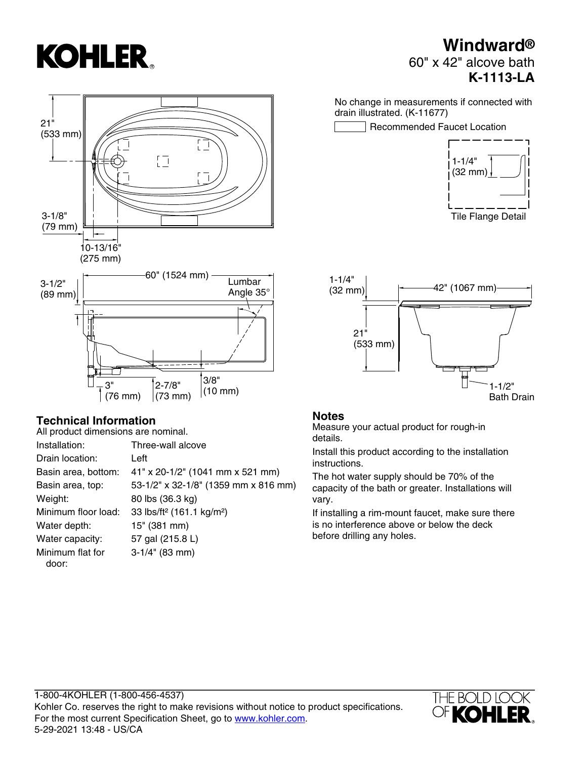# KOHLER

## Windward®

60" x 42" alcove bath

**K-1113-LA**

21"
(533 mm)

3-1/8"
(79 mm)

10-13/16"
(275 mm)

3-1/2"
(89 mm)

60" (1524 mm)

Lumbar
Angle 35°

3"
(76 mm)

2-7/8"
(73 mm)

3/8"
(10 mm)

No change in measurements if connected with drain illustrated. (K-11677)

Recommended Faucet Location

1-1/4"
(32 mm)

Tile Flange Detail

1-1/4"
(32 mm)

42" (1067 mm)

21"
(533 mm)

1-1/2"
Bath Drain

## Technical Information

All product dimensions are nominal.

| | |
|---|---|
| Installation: | Three-wall alcove |
| Drain location: | Left |
| Basin area, bottom: | 41" x 20-1/2" (1041 mm x 521 mm) |
| Basin area, top: | 53-1/2" x 32-1/8" (1359 mm x 816 mm) |
| Weight: | 80 lbs (36.3 kg) |
| Minimum floor load: | 33 lbs/ft² (161.1 kg/m²) |
| Water depth: | 15" (381 mm) |
| Water capacity: | 57 gal (215.8 L) |
| Minimum flat for door: | 3-1/4" (83 mm) |

## Notes

Measure your actual product for rough-in details.

Install this product according to the installation instructions.

The hot water supply should be 70% of the capacity of the bath or greater. Installations will vary.

If installing a rim-mount faucet, make sure there is no interference above or below the deck before drilling any holes.

1-800-4KOHLER (1-800-456-4537)
Kohler Co. reserves the right to make revisions without notice to product specifications.
For the most current Specification Sheet, go to www.kohler.com.
5-29-2021 13:48 - US/CA

THE BOLD LOOK OF KOHLER